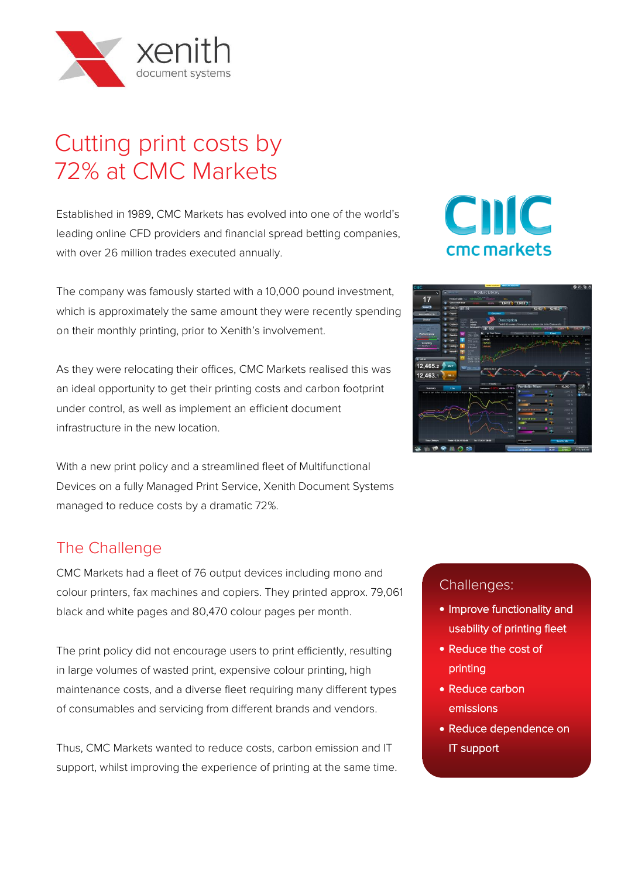# Cutting print costs by 72% at CMC Markets

Established in 1989, CMC Markets has evolved into one of the world's leading online CFD providers and financial spread betting companies, with over 26 million trades executed annually.

The company was famously started with a 10,000 pound investment, which is approximately the same amount they were recently spending on their monthly printing, prior to Xenith's involvement.

As they were relocating their offices, CMC Markets realised this was an ideal opportunity to get their printing costs and carbon footprint under control, as well as implement an efficient document infrastructure in the new location.

With a new print policy and a streamlined fleet of Multifunctional Devices on a fully Managed Print Service, Xenith Document Systems managed to reduce costs by a dramatic 72%.

## The Challenge

CMC Markets had a fleet of 76 output devices including mono and colour printers, fax machines and copiers. They printed approx. 79,061 black and white pages and 80,470 colour pages per month.

The print policy did not encourage users to print efficiently, resulting in large volumes of wasted print, expensive colour printing, high maintenance costs, and a diverse fleet requiring many different types of consumables and servicing from different brands and vendors.

Thus, CMC Markets wanted to reduce costs, carbon emission and IT support, whilst improving the experience of printing at the same time.

### Challenges:

- Improve functionality and usability of printing fleet
- Reduce the cost of printing
- Reduce carbon emissions
- Reduce dependence on IT support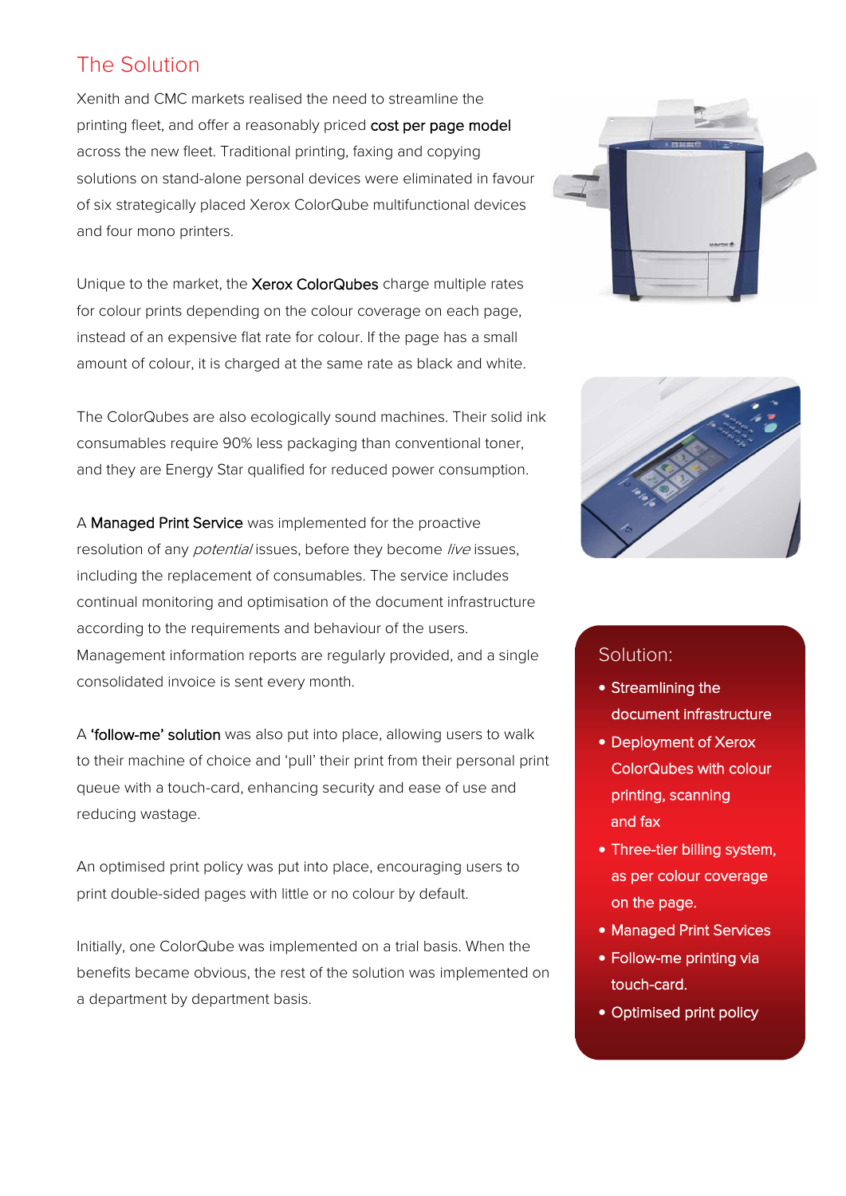## The Solution

Xenith and CMC markets realised the need to streamline the printing fleet, and offer a reasonably priced **cost per page model** across the new fleet. Traditional printing, faxing and copying solutions on stand-alone personal devices were eliminated in favour of six strategically placed Xerox ColorQube multifunctional devices and four mono printers.

Unique to the market, the **Xerox ColorQubes** charge multiple rates for colour prints depending on the colour coverage on each page, instead of an expensive flat rate for colour. If the page has a small amount of colour, it is charged at the same rate as black and white.

The ColorQubes are also ecologically sound machines. Their solid ink consumables require 90% less packaging than conventional toner, and they are Energy Star qualified for reduced power consumption.

A **Managed Print Service** was implemented for the proactive resolution of any *potential* issues, before they become *live* issues, including the replacement of consumables. The service includes continual monitoring and optimisation of the document infrastructure according to the requirements and behaviour of the users. Management information reports are regularly provided, and a single consolidated invoice is sent every month.

A **'follow-me' solution** was also put into place, allowing users to walk to their machine of choice and 'pull' their print from their personal print queue with a touch-card, enhancing security and ease of use and reducing wastage.

An optimised print policy was put into place, encouraging users to print double-sided pages with little or no colour by default.

Initially, one ColorQube was implemented on a trial basis. When the benefits became obvious, the rest of the solution was implemented on a department by department basis.

### Solution:

- Streamlining the document infrastructure
- Deployment of Xerox ColorQubes with colour printing, scanning and fax
- Three-tier billing system, as per colour coverage on the page.
- Managed Print Services
- Follow-me printing via touch-card.
- Optimised print policy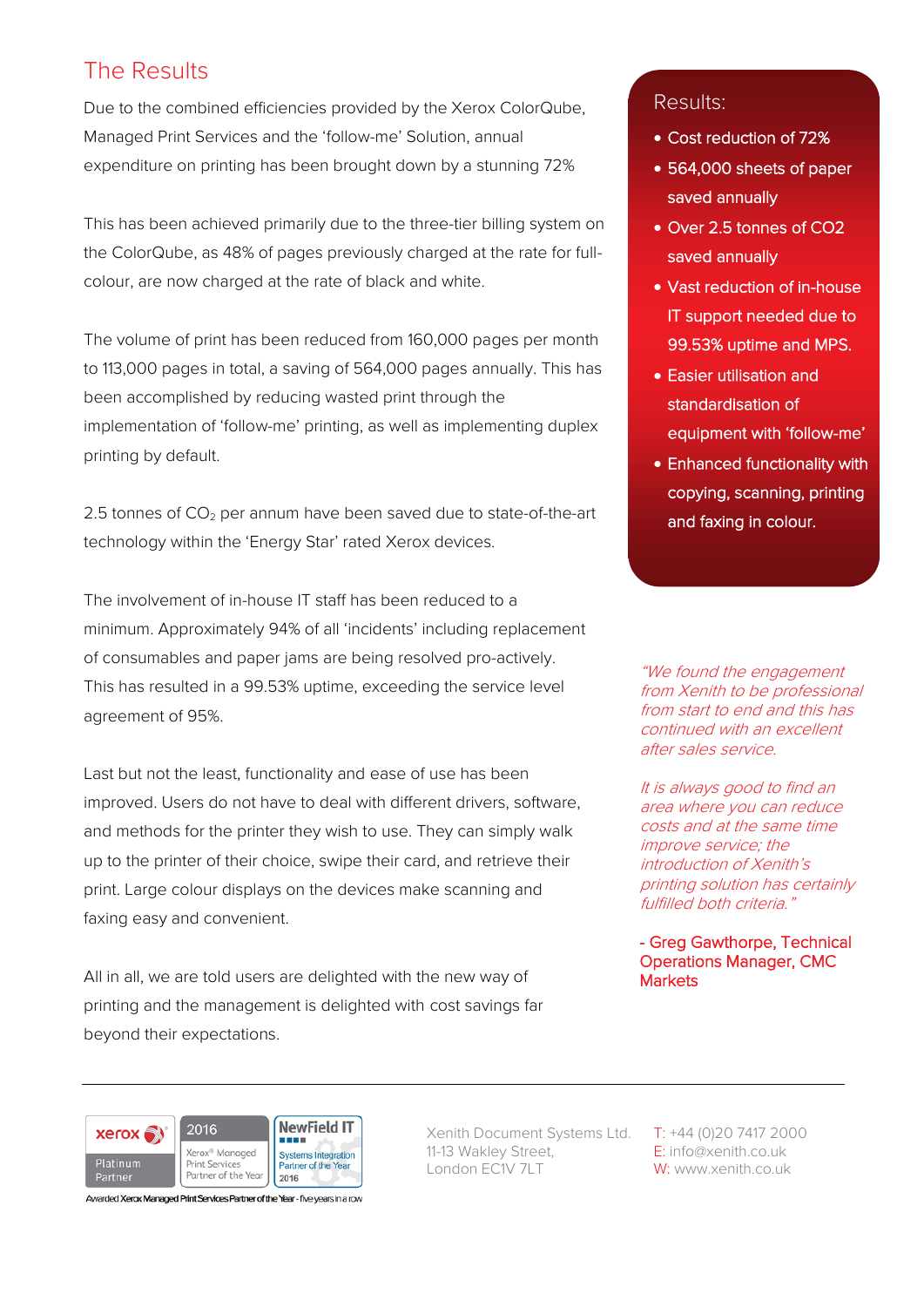## The Results

Due to the combined efficiencies provided by the Xerox ColorQube, Managed Print Services and the 'follow-me' Solution, annual expenditure on printing has been brought down by a stunning 72%

This has been achieved primarily due to the three-tier billing system on the ColorQube, as 48% of pages previously charged at the rate for full-colour, are now charged at the rate of black and white.

The volume of print has been reduced from 160,000 pages per month to 113,000 pages in total, a saving of 564,000 pages annually. This has been accomplished by reducing wasted print through the implementation of 'follow-me' printing, as well as implementing duplex printing by default.

2.5 tonnes of $CO_2$ per annum have been saved due to state-of-the-art technology within the 'Energy Star' rated Xerox devices.

The involvement of in-house IT staff has been reduced to a minimum. Approximately 94% of all 'incidents' including replacement of consumables and paper jams are being resolved pro-actively. This has resulted in a 99.53% uptime, exceeding the service level agreement of 95%.

Last but not the least, functionality and ease of use has been improved. Users do not have to deal with different drivers, software, and methods for the printer they wish to use. They can simply walk up to the printer of their choice, swipe their card, and retrieve their print. Large colour displays on the devices make scanning and faxing easy and convenient.

All in all, we are told users are delighted with the new way of printing and the management is delighted with cost savings far beyond their expectations.

### Results:

- Cost reduction of 72%
- 564,000 sheets of paper saved annually
- Over 2.5 tonnes of CO2 saved annually
- Vast reduction of in-house IT support needed due to 99.53% uptime and MPS.
- Easier utilisation and standardisation of equipment with 'follow-me'
- Enhanced functionality with copying, scanning, printing and faxing in colour.

*"We found the engagement from Xenith to be professional from start to end and this has continued with an excellent after sales service.*

*It is always good to find an area where you can reduce costs and at the same time improve service; the introduction of Xenith's printing solution has certainly fulfilled both criteria."*

- Greg Gawthorpe, Technical Operations Manager, CMC Markets

xerox Platinum Partner | 2016 Xerox® Managed Print Services Partner of the Year | NewField IT Systems Integration Partner of the Year 2016

Awarded Xerox Managed Print Services Partner of the Year - five years in a row

Xenith Document Systems Ltd.
11-13 Wakley Street,
London EC1V 7LT

T: +44 (0)20 7417 2000
E: info@xenith.co.uk
W: www.xenith.co.uk